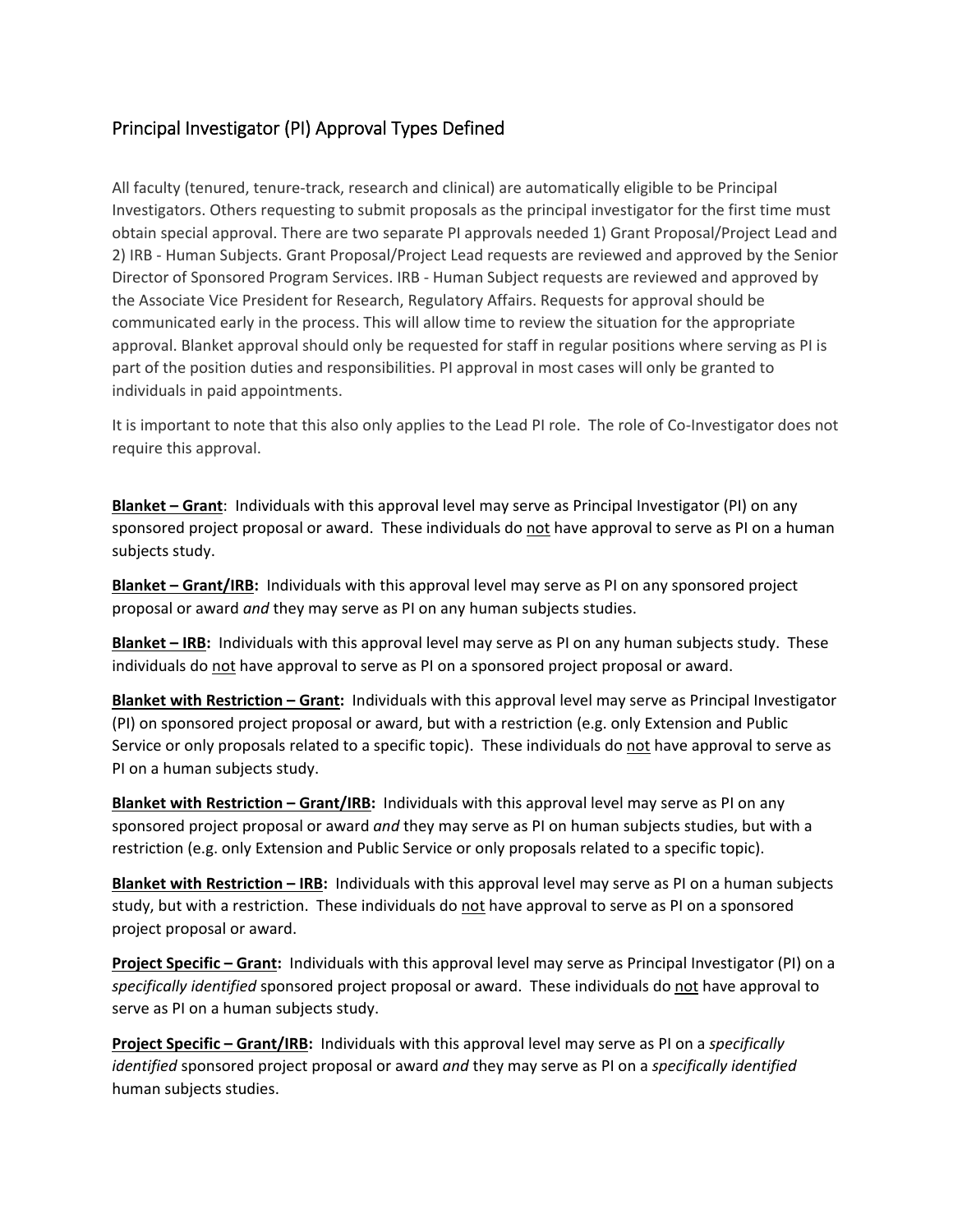# Principal Investigator (PI) Approval Types Defined

All faculty (tenured, tenure-track, research and clinical) are automatically eligible to be Principal Investigators. Others requesting to submit proposals as the principal investigator for the first time must obtain special approval. There are two separate PI approvals needed 1) Grant Proposal/Project Lead and 2) IRB - Human Subjects. Grant Proposal/Project Lead requests are reviewed and approved by the Senior Director of Sponsored Program Services. IRB - Human Subject requests are reviewed and approved by the Associate Vice President for Research, Regulatory Affairs. Requests for approval should be communicated early in the process. This will allow time to review the situation for the appropriate approval. Blanket approval should only be requested for staff in regular positions where serving as PI is part of the position duties and responsibilities. PI approval in most cases will only be granted to individuals in paid appointments.

It is important to note that this also only applies to the Lead PI role. The role of Co-Investigator does not require this approval.

**Blanket – Grant**: Individuals with this approval level may serve as Principal Investigator (PI) on any sponsored project proposal or award. These individuals do not have approval to serve as PI on a human subjects study.

**Blanket – Grant/IRB:** Individuals with this approval level may serve as PI on any sponsored project proposal or award *and* they may serve as PI on any human subjects studies.

**Blanket – IRB:** Individuals with this approval level may serve as PI on any human subjects study. These individuals do not have approval to serve as PI on a sponsored project proposal or award.

**Blanket with Restriction – Grant:** Individuals with this approval level may serve as Principal Investigator (PI) on sponsored project proposal or award, but with a restriction (e.g. only Extension and Public Service or only proposals related to a specific topic). These individuals do not have approval to serve as PI on a human subjects study.

**Blanket with Restriction – Grant/IRB:** Individuals with this approval level may serve as PI on any sponsored project proposal or award *and* they may serve as PI on human subjects studies, but with a restriction (e.g. only Extension and Public Service or only proposals related to a specific topic).

**Blanket with Restriction – IRB:** Individuals with this approval level may serve as PI on a human subjects study, but with a restriction. These individuals do not have approval to serve as PI on a sponsored project proposal or award.

**Project Specific – Grant:** Individuals with this approval level may serve as Principal Investigator (PI) on a *specifically identified* sponsored project proposal or award. These individuals do not have approval to serve as PI on a human subjects study.

**Project Specific – Grant/IRB:** Individuals with this approval level may serve as PI on a *specifically identified* sponsored project proposal or award *and* they may serve as PI on a *specifically identified* human subjects studies.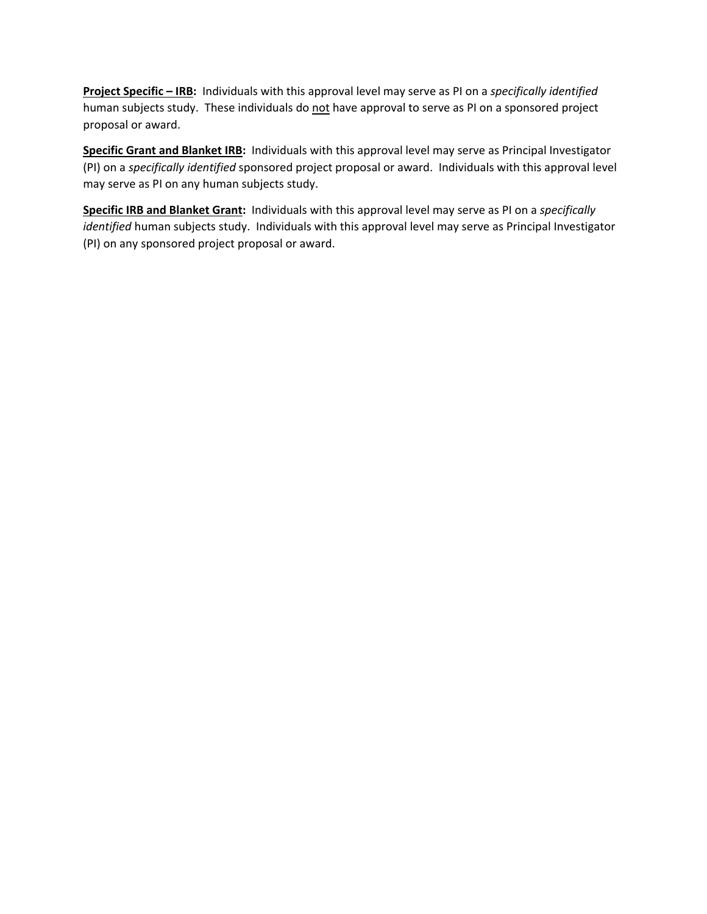**<u>Project Specific – IRB</u>:** Individuals with this approval level may serve as PI on a *specifically identified* human subjects study. These individuals do <u>not</u> have approval to serve as PI on a sponsored project proposal or award.

**<u>Specific Grant and Blanket IRB</u>:** Individuals with this approval level may serve as Principal Investigator (PI) on a *specifically identified* sponsored project proposal or award. Individuals with this approval level may serve as PI on any human subjects study.

**<u>Specific IRB and Blanket Grant</u>:** Individuals with this approval level may serve as PI on a *specifically identified* human subjects study. Individuals with this approval level may serve as Principal Investigator (PI) on any sponsored project proposal or award.